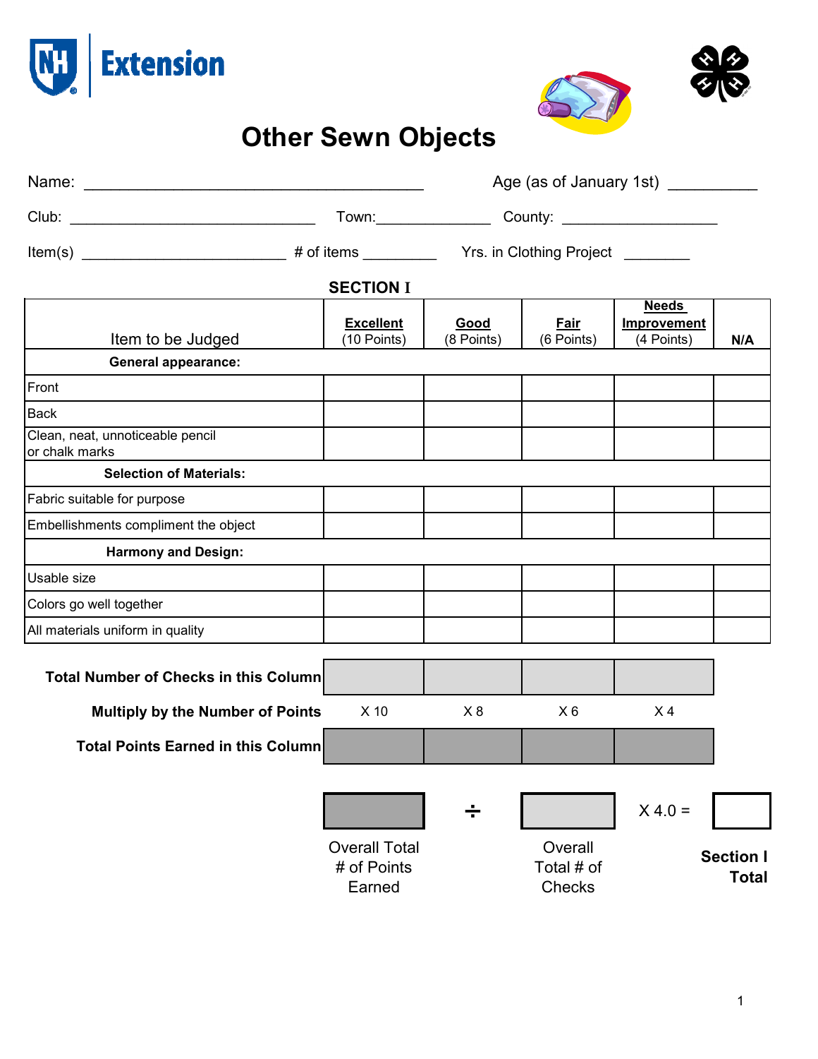Extension

# Other Sewn Objects

Name: ________________________________________ Age (as of January 1st) __________

Club: ______________________________ Town:_____________ County: ___________________

Item(s) ________________________ # of items _________ Yrs. in Clothing Project ________

## SECTION I

| Item to be Judged | **Excellent** (10 Points) | **Good** (8 Points) | **Fair** (6 Points) | **Needs Improvement** (4 Points) | **N/A** |
|---|---|---|---|---|---|
| **General appearance:** | | | | | |
| Front | | | | | |
| Back | | | | | |
| Clean, neat, unnoticeable pencil or chalk marks | | | | | |
| **Selection of Materials:** | | | | | |
| Fabric suitable for purpose | | | | | |
| Embellishments compliment the object | | | | | |
| **Harmony and Design:** | | | | | |
| Usable size | | | | | |
| Colors go well together | | | | | |
| All materials uniform in quality | | | | | |

| | | | | |
|---|---|---|---|---|
| **Total Number of Checks in this Column** | | | | |
| **Multiply by the Number of Points** | X 10 | X 8 | X 6 | X 4 |
| **Total Points Earned in this Column** | | | | |

| Overall Total # of Points Earned | ÷ | Overall Total # of Checks | X 4.0 = | **Section I Total** |
|---|---|---|---|---|
| | | | | |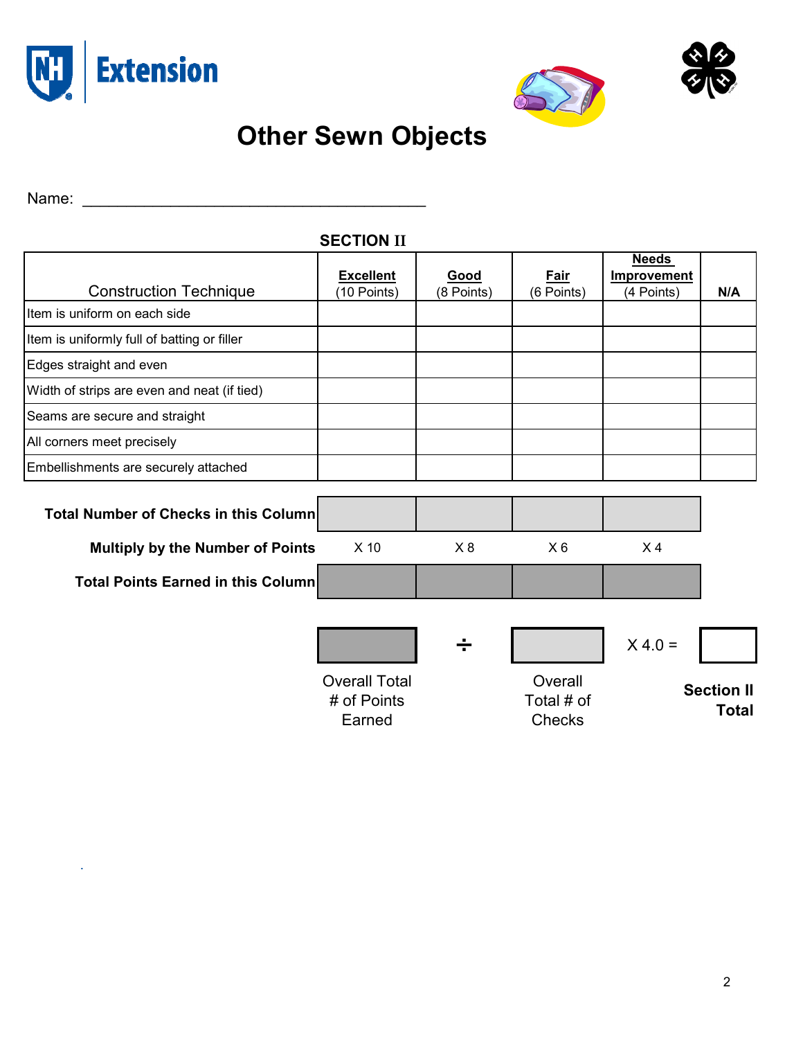# Other Sewn Objects

Name: ________________________________________

## SECTION II

| Construction Technique | **Excellent** (10 Points) | **Good** (8 Points) | **Fair** (6 Points) | **Needs Improvement** (4 Points) | **N/A** |
|---|---|---|---|---|---|
| Item is uniform on each side | | | | | |
| Item is uniformly full of batting or filler | | | | | |
| Edges straight and even | | | | | |
| Width of strips are even and neat (if tied) | | | | | |
| Seams are secure and straight | | | | | |
| All corners meet precisely | | | | | |
| Embellishments are securely attached | | | | | |
| **Total Number of Checks in this Column** | | | | | |
| **Multiply by the Number of Points** | X 10 | X 8 | X 6 | X 4 | |
| **Total Points Earned in this Column** | | | | | |

Overall Total # of Points Earned ______ ÷ Overall Total # of Checks ______ X 4.0 = ______ **Section II Total**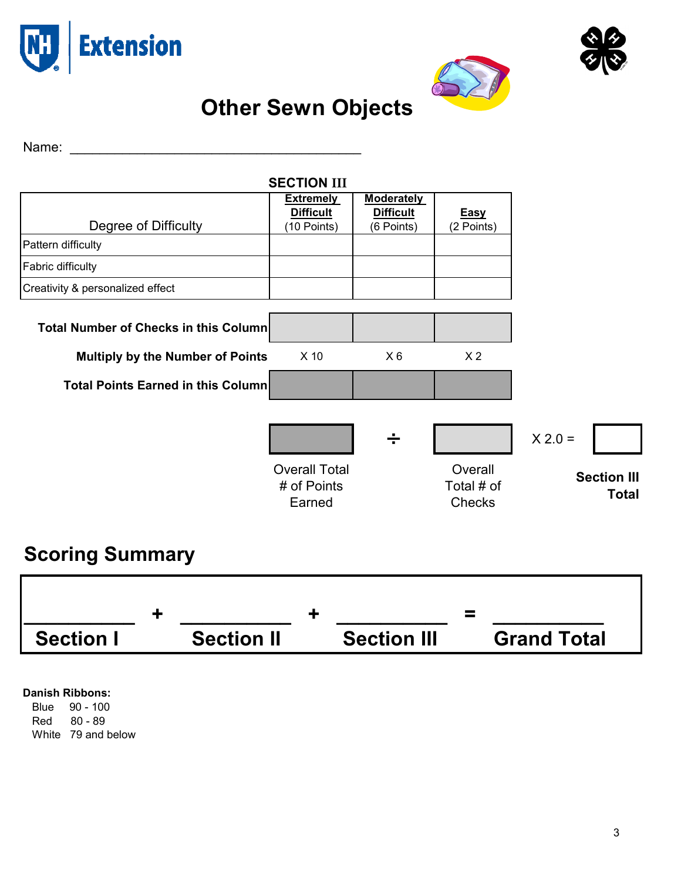# Other Sewn Objects

Name: \_\_\_\_\_\_\_\_\_\_\_\_\_\_\_\_\_\_\_\_\_\_\_\_\_\_\_\_\_\_\_\_\_\_\_\_\_\_\_

## SECTION III

| Degree of Difficulty | Extremely Difficult (10 Points) | Moderately Difficult (6 Points) | Easy (2 Points) |
|---|---|---|---|
| Pattern difficulty | | | |
| Fabric difficulty | | | |
| Creativity & personalized effect | | | |
| **Total Number of Checks in this Column** | | | |
| **Multiply by the Number of Points** | X 10 | X 6 | X 2 |
| **Total Points Earned in this Column** | | | |

\_\_\_\_\_\_ ÷ \_\_\_\_\_\_ X 2.0 = \_\_\_\_\_\_

Overall Total # of Points Earned ÷ Overall Total # of Checks X 2.0 = **Section III Total**

## Scoring Summary

\_\_\_\_\_\_\_\_\_\_ + \_\_\_\_\_\_\_\_\_\_ + \_\_\_\_\_\_\_\_\_\_ = \_\_\_\_\_\_\_\_\_\_

**Section I** + **Section II** + **Section III** = **Grand Total**

**Danish Ribbons:**

- Blue 90 - 100
- Red 80 - 89
- White 79 and below